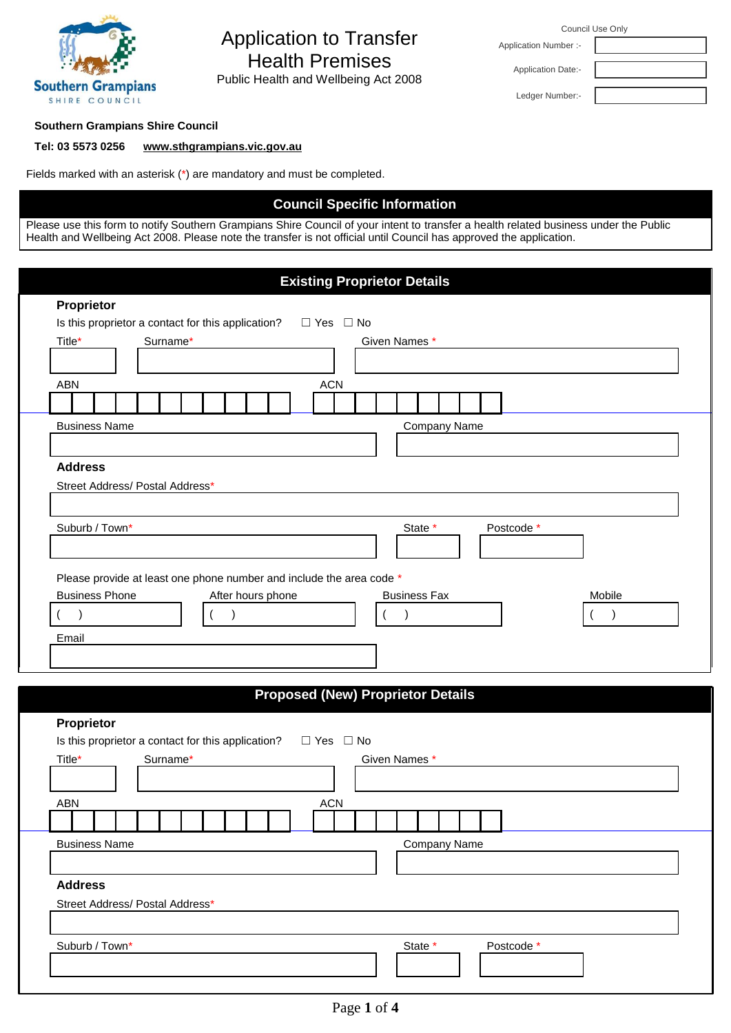# Application to Transfer Health Premises

Public Health and Wellbeing Act 2008

Council Use Only

| | |
|---|---|
| Application Number :- | |
| Application Date:- | |
| Ledger Number:- | |

**Southern Grampians Shire Council**

**Tel: 03 5573 0256** **www.sthgrampians.vic.gov.au**

Fields marked with an asterisk (*) are mandatory and must be completed.

## Council Specific Information

Please use this form to notify Southern Grampians Shire Council of your intent to transfer a health related business under the Public Health and Wellbeing Act 2008. Please note the transfer is not official until Council has approved the application.

## Existing Proprietor Details

**Proprietor**

Is this proprietor a contact for this application? ☐ Yes ☐ No

Title* Surname* Given Names *

ABN ACN

Business Name Company Name

**Address**

Street Address/ Postal Address*

Suburb / Town* State * Postcode *

Please provide at least one phone number and include the area code *

Business Phone ( ) After hours phone ( ) Business Fax ( ) Mobile ( )

Email

## Proposed (New) Proprietor Details

**Proprietor**

Is this proprietor a contact for this application? ☐ Yes ☐ No

Title* Surname* Given Names *

ABN ACN

Business Name Company Name

**Address**

Street Address/ Postal Address*

Suburb / Town* State * Postcode *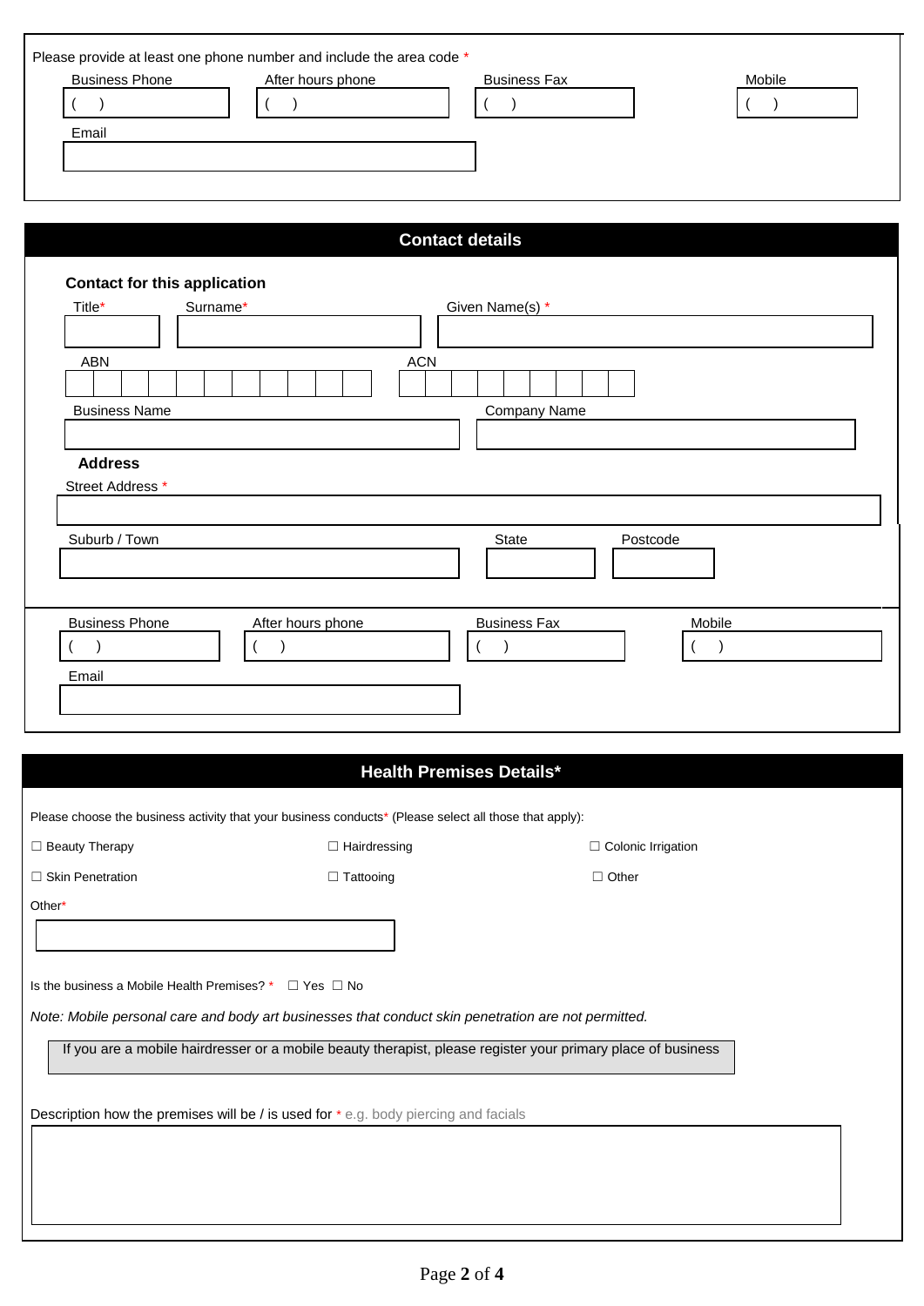Please provide at least one phone number and include the area code *

| Business Phone | After hours phone | Business Fax | Mobile |
|---|---|---|---|
| (  ) | (  ) | (  ) | (  ) |

Email

## Contact details

### Contact for this application

Title*

Surname*

Given Name(s) *

ABN

ACN

Business Name

Company Name

**Address**

Street Address *

| Suburb / Town | State | Postcode |
|---|---|---|
| | | |

| Business Phone | After hours phone | Business Fax | Mobile |
|---|---|---|---|
| (  ) | (  ) | (  ) | (  ) |

Email

## Health Premises Details*

Please choose the business activity that your business conducts* (Please select all those that apply):

☐ Beauty Therapy ☐ Hairdressing ☐ Colonic Irrigation

☐ Skin Penetration ☐ Tattooing ☐ Other

Other*

Is the business a Mobile Health Premises? * ☐ Yes ☐ No

*Note: Mobile personal care and body art businesses that conduct skin penetration are not permitted.*

If you are a mobile hairdresser or a mobile beauty therapist, please register your primary place of business

Description how the premises will be / is used for * e.g. body piercing and facials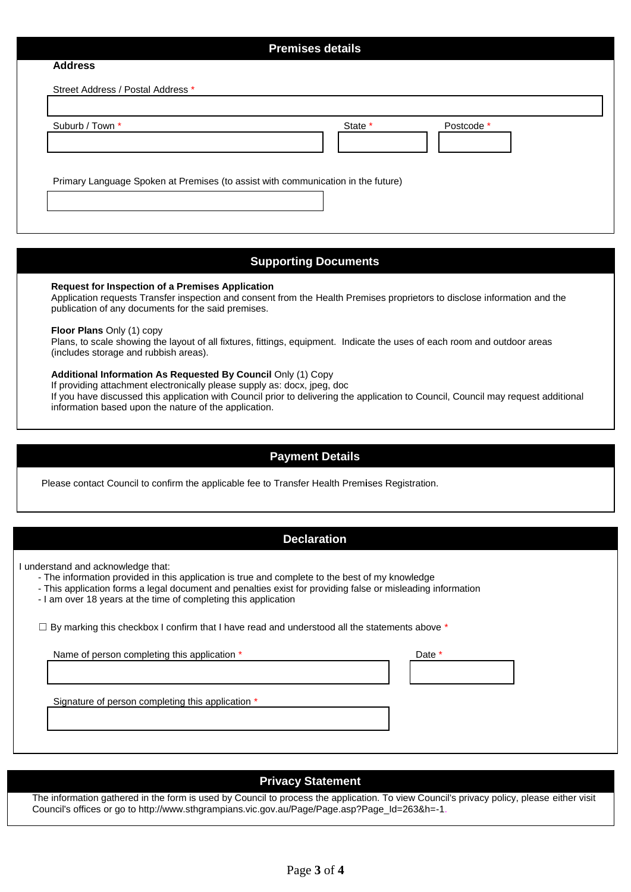## Premises details

**Address**

Street Address / Postal Address *

Suburb / Town *

State *

Postcode *

Primary Language Spoken at Premises (to assist with communication in the future)

## Supporting Documents

**Request for Inspection of a Premises Application**
Application requests Transfer inspection and consent from the Health Premises proprietors to disclose information and the publication of any documents for the said premises.

**Floor Plans** Only (1) copy
Plans, to scale showing the layout of all fixtures, fittings, equipment. Indicate the uses of each room and outdoor areas (includes storage and rubbish areas).

**Additional Information As Requested By Council** Only (1) Copy
If providing attachment electronically please supply as: docx, jpeg, doc
If you have discussed this application with Council prior to delivering the application to Council, Council may request additional information based upon the nature of the application.

## Payment Details

Please contact Council to confirm the applicable fee to Transfer Health Premises Registration.

## Declaration

I understand and acknowledge that:

- The information provided in this application is true and complete to the best of my knowledge
- This application forms a legal document and penalties exist for providing false or misleading information
- I am over 18 years at the time of completing this application

☐ By marking this checkbox I confirm that I have read and understood all the statements above *

Name of person completing this application *

Date *

Signature of person completing this application *

## Privacy Statement

The information gathered in the form is used by Council to process the application. To view Council's privacy policy, please either visit Council's offices or go to http://www.sthgrampians.vic.gov.au/Page/Page.asp?Page_Id=263&h=-1.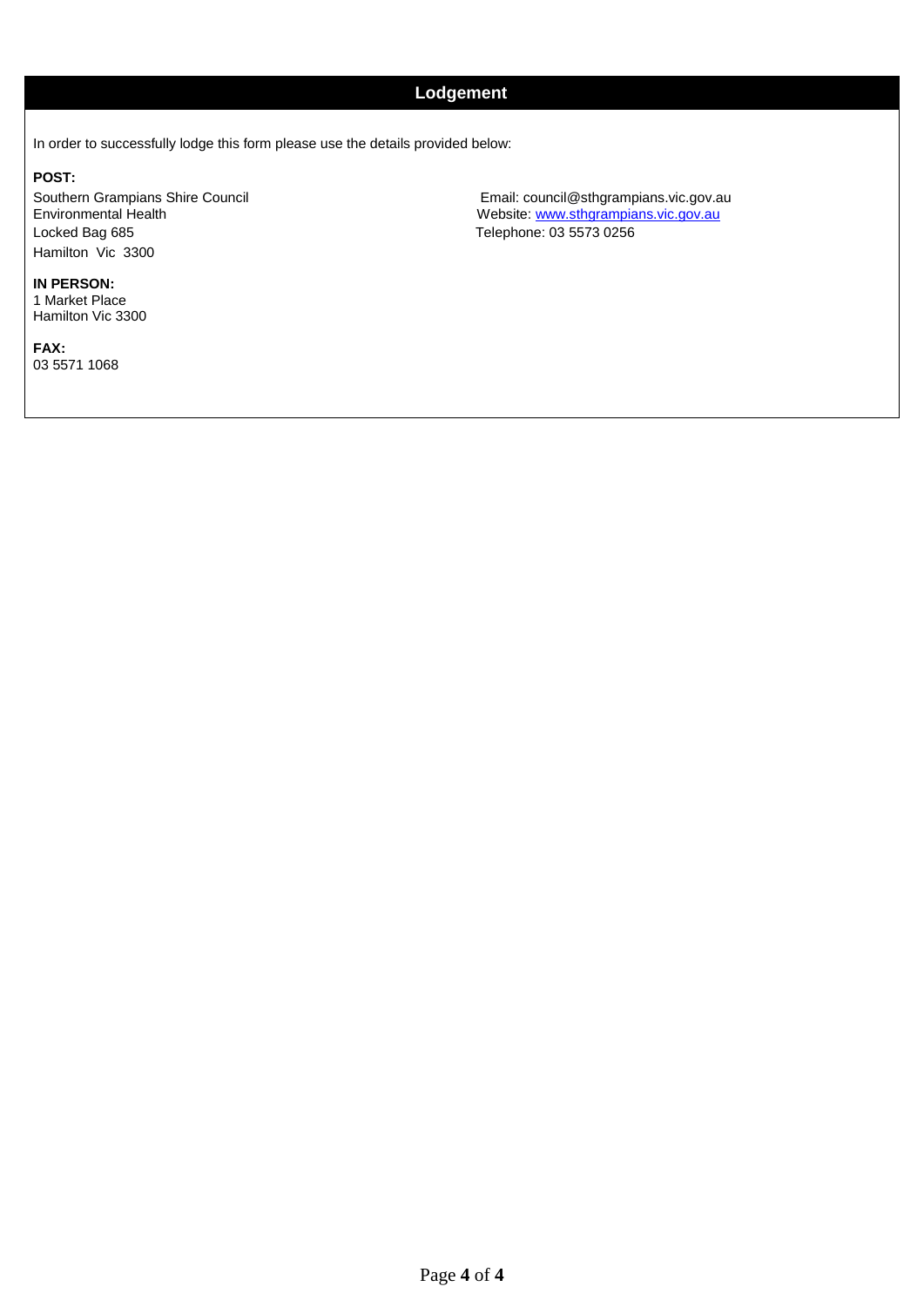## Lodgement

In order to successfully lodge this form please use the details provided below:

**POST:**

Southern Grampians Shire Council
Environmental Health
Locked Bag 685
Hamilton Vic 3300

Email: council@sthgrampians.vic.gov.au
Website: [www.sthgrampians.vic.gov.au](http://www.sthgrampians.vic.gov.au)
Telephone: 03 5573 0256

**IN PERSON:**
1 Market Place
Hamilton Vic 3300

**FAX:**
03 5571 1068